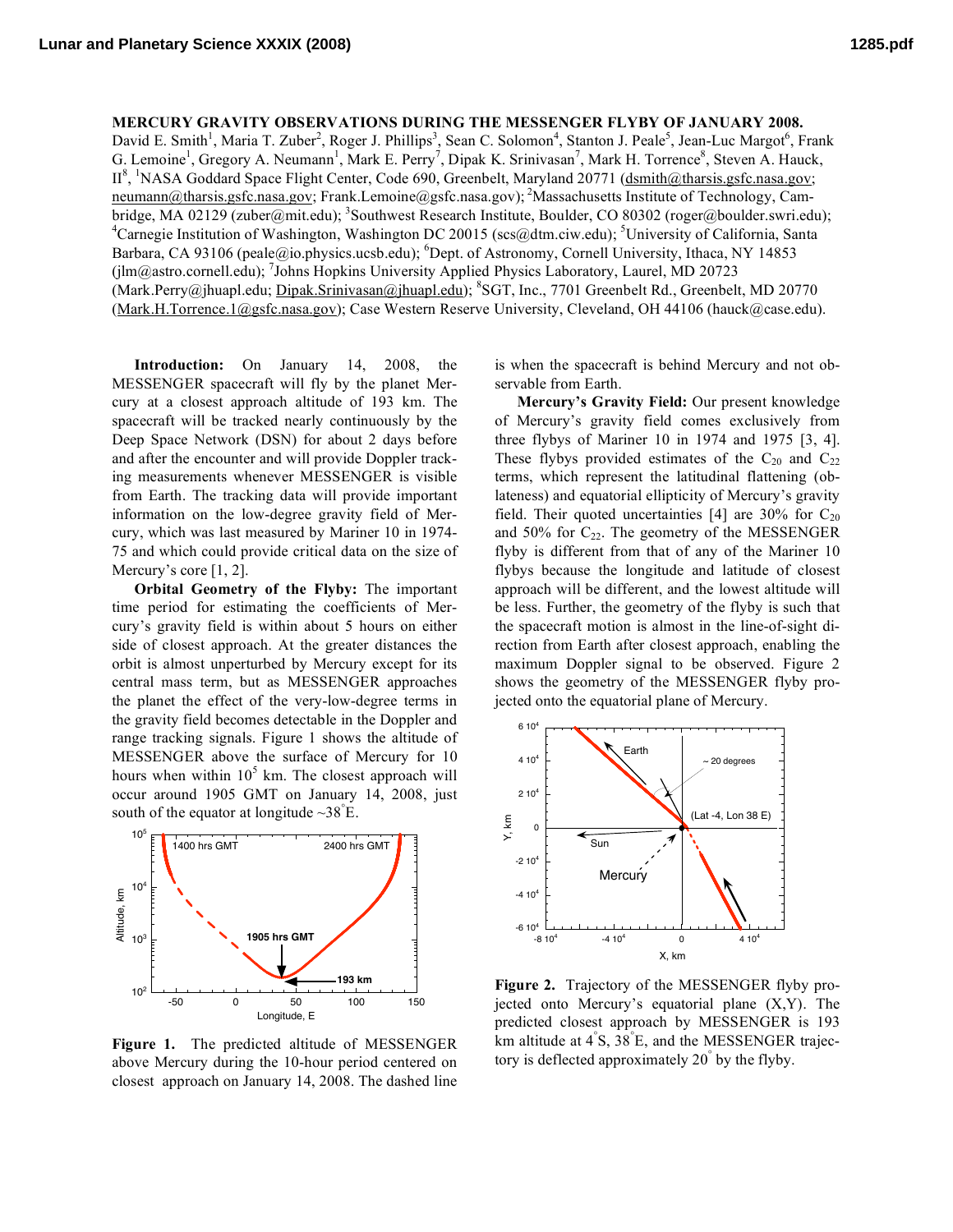# MERCURY GRAVITY OBSERVATIONS DURING THE MESSENGER FLYBY OF JANUARY 2008.

David E. Smith[1], Maria T. Zuber[2], Roger J. Phillips[3], Sean C. Solomon[4], Stanton J. Peale[5], Jean-Luc Margot[6], Frank G. Lemoine[1], Gregory A. Neumann[1], Mark E. Perry[7], Dipak K. Srinivasan[7], Mark H. Torrence[8], Steven A. Hauck, II[8], [1]NASA Goddard Space Flight Center, Code 690, Greenbelt, Maryland 20771 (dsmith@tharsis.gsfc.nasa.gov; neumann@tharsis.gsfc.nasa.gov; Frank.Lemoine@gsfc.nasa.gov); [2]Massachusetts Institute of Technology, Cambridge, MA 02129 (zuber@mit.edu); [3]Southwest Research Institute, Boulder, CO 80302 (roger@boulder.swri.edu); [4]Carnegie Institution of Washington, Washington DC 20015 (scs@dtm.ciw.edu); [5]University of California, Santa Barbara, CA 93106 (peale@io.physics.ucsb.edu); [6]Dept. of Astronomy, Cornell University, Ithaca, NY 14853 (jlm@astro.cornell.edu); [7]Johns Hopkins University Applied Physics Laboratory, Laurel, MD 20723 (Mark.Perry@jhuapl.edu; Dipak.Srinivasan@jhuapl.edu); [8]SGT, Inc., 7701 Greenbelt Rd., Greenbelt, MD 20770 (Mark.H.Torrence.1@gsfc.nasa.gov); Case Western Reserve University, Cleveland, OH 44106 (hauck@case.edu).

**Introduction:** On January 14, 2008, the MESSENGER spacecraft will fly by the planet Mercury at a closest approach altitude of 193 km. The spacecraft will be tracked nearly continuously by the Deep Space Network (DSN) for about 2 days before and after the encounter and will provide Doppler tracking measurements whenever MESSENGER is visible from Earth. The tracking data will provide important information on the low-degree gravity field of Mercury, which was last measured by Mariner 10 in 1974-75 and which could provide critical data on the size of Mercury's core [1, 2].

**Orbital Geometry of the Flyby:** The important time period for estimating the coefficients of Mercury's gravity field is within about 5 hours on either side of closest approach. At the greater distances the orbit is almost unperturbed by Mercury except for its central mass term, but as MESSENGER approaches the planet the effect of the very-low-degree terms in the gravity field becomes detectable in the Doppler and range tracking signals. Figure 1 shows the altitude of MESSENGER above the surface of Mercury for 10 hours when within $10^5$ km. The closest approach will occur around 1905 GMT on January 14, 2008, just south of the equator at longitude ~38°E.

**Figure 1.** The predicted altitude of MESSENGER above Mercury during the 10-hour period centered on closest approach on January 14, 2008. The dashed line is when the spacecraft is behind Mercury and not observable from Earth.

**Mercury's Gravity Field:** Our present knowledge of Mercury's gravity field comes exclusively from three flybys of Mariner 10 in 1974 and 1975 [3, 4]. These flybys provided estimates of the $C_{20}$ and $C_{22}$ terms, which represent the latitudinal flattening (oblateness) and equatorial ellipticity of Mercury's gravity field. Their quoted uncertainties [4] are 30% for $C_{20}$ and 50% for $C_{22}$. The geometry of the MESSENGER flyby is different from that of any of the Mariner 10 flybys because the longitude and latitude of closest approach will be different, and the lowest altitude will be less. Further, the geometry of the flyby is such that the spacecraft motion is almost in the line-of-sight direction from Earth after closest approach, enabling the maximum Doppler signal to be observed. Figure 2 shows the geometry of the MESSENGER flyby projected onto the equatorial plane of Mercury.

**Figure 2.** Trajectory of the MESSENGER flyby projected onto Mercury's equatorial plane (X,Y). The predicted closest approach by MESSENGER is 193 km altitude at 4°S, 38°E, and the MESSENGER trajectory is deflected approximately 20° by the flyby.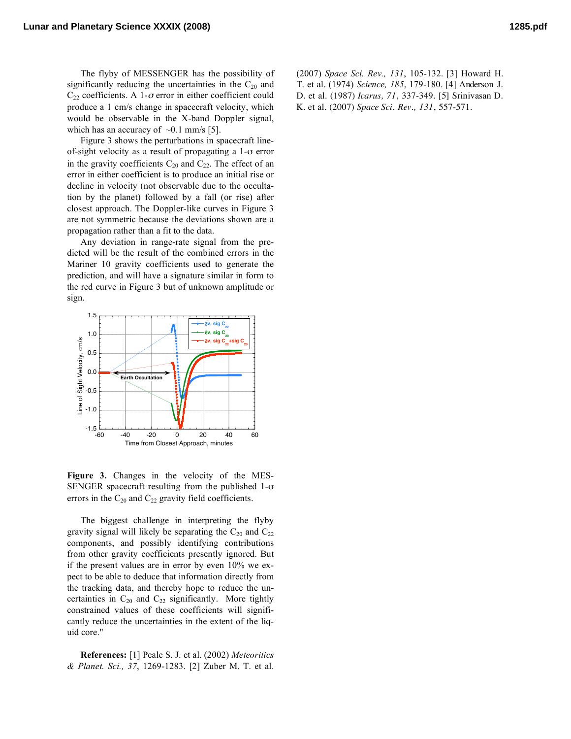The flyby of MESSENGER has the possibility of significantly reducing the uncertainties in the $C_{20}$ and $C_{22}$ coefficients. A 1-$\sigma$ error in either coefficient could produce a 1 cm/s change in spacecraft velocity, which would be observable in the X-band Doppler signal, which has an accuracy of ~0.1 mm/s [5].

Figure 3 shows the perturbations in spacecraft line-of-sight velocity as a result of propagating a 1-σ error in the gravity coefficients $C_{20}$ and $C_{22}$. The effect of an error in either coefficient is to produce an initial rise or decline in velocity (not observable due to the occultation by the planet) followed by a fall (or rise) after closest approach. The Doppler-like curves in Figure 3 are not symmetric because the deviations shown are a propagation rather than a fit to the data.

Any deviation in range-rate signal from the predicted will be the result of the combined errors in the Mariner 10 gravity coefficients used to generate the prediction, and will have a signature similar in form to the red curve in Figure 3 but of unknown amplitude or sign.

δv, sig C22
δv, sig C20
δv, sig C22+sig C20
Earth Occultation
Line of Sight Velocity, cm/s
1.5
1.0
0.5
0.0
-0.5
-1.0
-1.5
-60
-40
-20
0
20
40
60
Time from Closest Approach, minutes

**Figure 3.** Changes in the velocity of the MESSENGER spacecraft resulting from the published 1-σ errors in the $C_{20}$ and $C_{22}$ gravity field coefficients.

The biggest challenge in interpreting the flyby gravity signal will likely be separating the $C_{20}$ and $C_{22}$ components, and possibly identifying contributions from other gravity coefficients presently ignored. But if the present values are in error by even 10% we expect to be able to deduce that information directly from the tracking data, and thereby hope to reduce the uncertainties in $C_{20}$ and $C_{22}$ significantly. More tightly constrained values of these coefficients will significantly reduce the uncertainties in the extent of the liquid core."

**References:** [1] Peale S. J. et al. (2002) *Meteoritics & Planet. Sci., 37*, 1269-1283. [2] Zuber M. T. et al. (2007) *Space Sci. Rev., 131*, 105-132. [3] Howard H. T. et al. (1974) *Science, 185*, 179-180. [4] Anderson J. D. et al. (1987) *Icarus, 71*, 337-349. [5] Srinivasan D. K. et al. (2007) *Space Sci. Rev., 131*, 557-571.